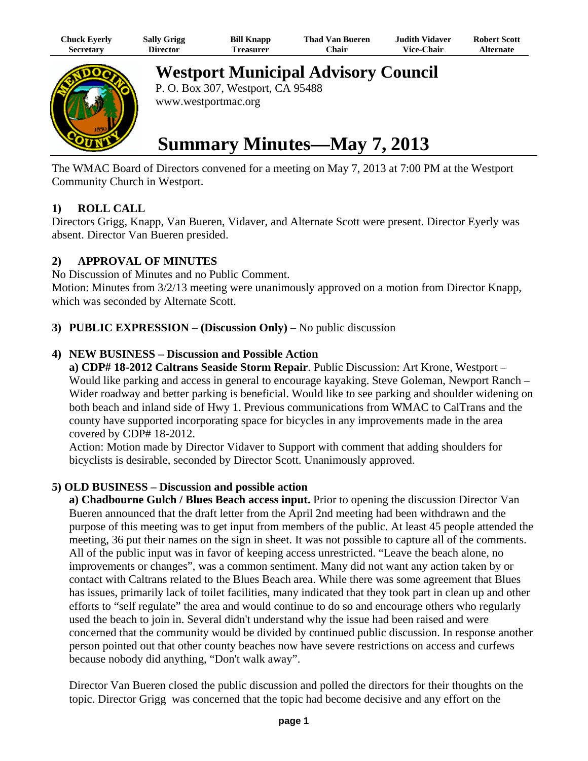| Chuck Eyerly | Sally Grigg | Bill Knapp | Thad Van Bueren | Judith Vidaver | Robert Scott |
|---|---|---|---|---|---|
| Secretary | Director | Treasurer | Chair | Vice-Chair | Alternate |

# Westport Municipal Advisory Council

P. O. Box 307, Westport, CA 95488
www.westportmac.org

# Summary Minutes—May 7, 2013

The WMAC Board of Directors convened for a meeting on May 7, 2013 at 7:00 PM at the Westport Community Church in Westport.

### 1) ROLL CALL

Directors Grigg, Knapp, Van Bueren, Vidaver, and Alternate Scott were present. Director Eyerly was absent. Director Van Bueren presided.

### 2) APPROVAL OF MINUTES

No Discussion of Minutes and no Public Comment.
Motion: Minutes from 3/2/13 meeting were unanimously approved on a motion from Director Knapp, which was seconded by Alternate Scott.

### 3) PUBLIC EXPRESSION – (Discussion Only) – No public discussion

### 4) NEW BUSINESS – Discussion and Possible Action

**a) CDP# 18-2012 Caltrans Seaside Storm Repair**. Public Discussion: Art Krone, Westport – Would like parking and access in general to encourage kayaking. Steve Goleman, Newport Ranch – Wider roadway and better parking is beneficial. Would like to see parking and shoulder widening on both beach and inland side of Hwy 1. Previous communications from WMAC to CalTrans and the county have supported incorporating space for bicycles in any improvements made in the area covered by CDP# 18-2012.

Action: Motion made by Director Vidaver to Support with comment that adding shoulders for bicyclists is desirable, seconded by Director Scott. Unanimously approved.

### 5) OLD BUSINESS – Discussion and possible action

**a) Chadbourne Gulch / Blues Beach access input.** Prior to opening the discussion Director Van Bueren announced that the draft letter from the April 2nd meeting had been withdrawn and the purpose of this meeting was to get input from members of the public. At least 45 people attended the meeting, 36 put their names on the sign in sheet. It was not possible to capture all of the comments. All of the public input was in favor of keeping access unrestricted. "Leave the beach alone, no improvements or changes", was a common sentiment. Many did not want any action taken by or contact with Caltrans related to the Blues Beach area. While there was some agreement that Blues has issues, primarily lack of toilet facilities, many indicated that they took part in clean up and other efforts to "self regulate" the area and would continue to do so and encourage others who regularly used the beach to join in. Several didn't understand why the issue had been raised and were concerned that the community would be divided by continued public discussion. In response another person pointed out that other county beaches now have severe restrictions on access and curfews because nobody did anything, "Don't walk away".

Director Van Bueren closed the public discussion and polled the directors for their thoughts on the topic. Director Grigg was concerned that the topic had become decisive and any effort on the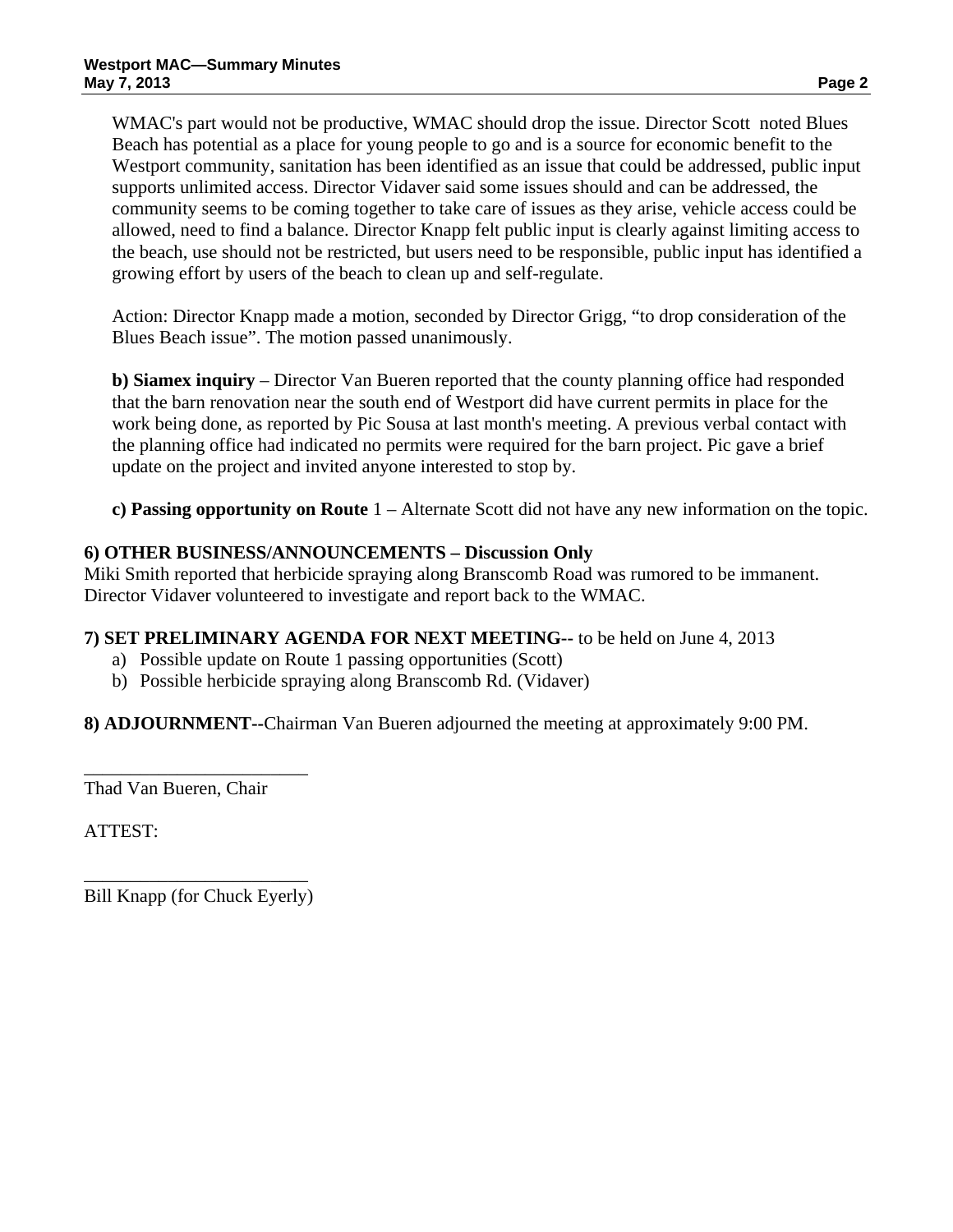WMAC's part would not be productive, WMAC should drop the issue. Director Scott noted Blues Beach has potential as a place for young people to go and is a source for economic benefit to the Westport community, sanitation has been identified as an issue that could be addressed, public input supports unlimited access. Director Vidaver said some issues should and can be addressed, the community seems to be coming together to take care of issues as they arise, vehicle access could be allowed, need to find a balance. Director Knapp felt public input is clearly against limiting access to the beach, use should not be restricted, but users need to be responsible, public input has identified a growing effort by users of the beach to clean up and self-regulate.

Action: Director Knapp made a motion, seconded by Director Grigg, "to drop consideration of the Blues Beach issue". The motion passed unanimously.

**b) Siamex inquiry** – Director Van Bueren reported that the county planning office had responded that the barn renovation near the south end of Westport did have current permits in place for the work being done, as reported by Pic Sousa at last month's meeting. A previous verbal contact with the planning office had indicated no permits were required for the barn project. Pic gave a brief update on the project and invited anyone interested to stop by.

**c) Passing opportunity on Route** 1 – Alternate Scott did not have any new information on the topic.

**6) OTHER BUSINESS/ANNOUNCEMENTS – Discussion Only**
Miki Smith reported that herbicide spraying along Branscomb Road was rumored to be immanent. Director Vidaver volunteered to investigate and report back to the WMAC.

**7) SET PRELIMINARY AGENDA FOR NEXT MEETING--** to be held on June 4, 2013

a) Possible update on Route 1 passing opportunities (Scott)
b) Possible herbicide spraying along Branscomb Rd. (Vidaver)

**8) ADJOURNMENT--**Chairman Van Bueren adjourned the meeting at approximately 9:00 PM.

________________________
Thad Van Bueren, Chair

ATTEST:

________________________
Bill Knapp (for Chuck Eyerly)